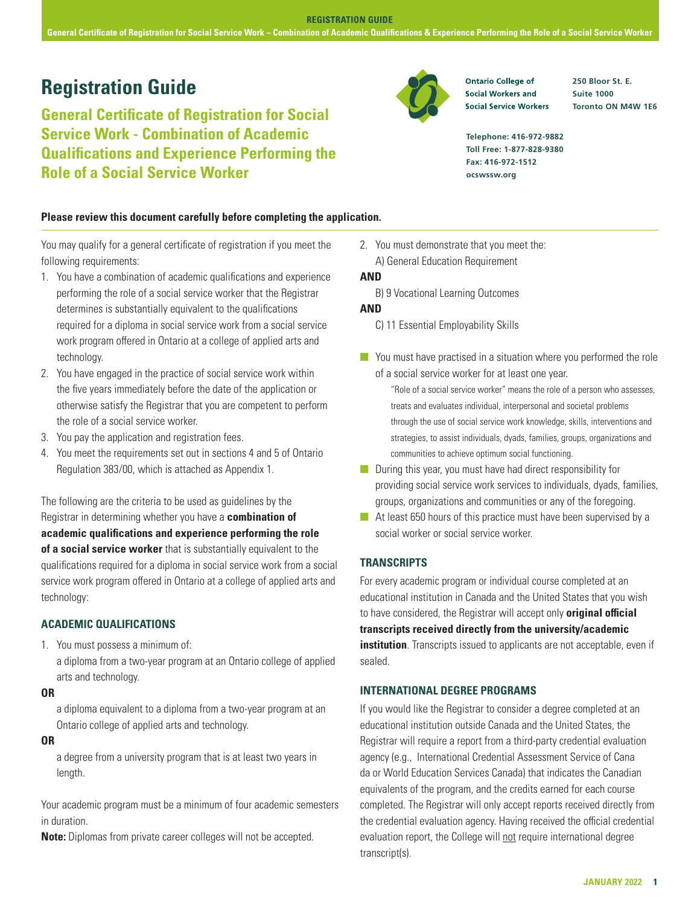# Registration Guide

## General Certificate of Registration for Social Service Work - Combination of Academic Qualifications and Experience Performing the Role of a Social Service Worker

**Ontario College of Social Workers and Social Service Workers**

250 Bloor St. E.
Suite 1000
Toronto ON M4W 1E6

Telephone: 416-972-9882
Toll Free: 1-877-828-9380
Fax: 416-972-1512
ocswssw.org

**Please review this document carefully before completing the application.**

You may qualify for a general certificate of registration if you meet the following requirements:

1. You have a combination of academic qualifications and experience performing the role of a social service worker that the Registrar determines is substantially equivalent to the qualifications required for a diploma in social service work from a social service work program offered in Ontario at a college of applied arts and technology.
2. You have engaged in the practice of social service work within the five years immediately before the date of the application or otherwise satisfy the Registrar that you are competent to perform the role of a social service worker.
3. You pay the application and registration fees.
4. You meet the requirements set out in sections 4 and 5 of Ontario Regulation 383/00, which is attached as Appendix 1.

The following are the criteria to be used as guidelines by the Registrar in determining whether you have a **combination of academic qualifications and experience performing the role of a social service worker** that is substantially equivalent to the qualifications required for a diploma in social service work from a social service work program offered in Ontario at a college of applied arts and technology:

### ACADEMIC QUALIFICATIONS

1. You must possess a minimum of:

   a diploma from a two-year program at an Ontario college of applied arts and technology.

**OR**

   a diploma equivalent to a diploma from a two-year program at an Ontario college of applied arts and technology.

**OR**

   a degree from a university program that is at least two years in length.

Your academic program must be a minimum of four academic semesters in duration.

**Note:** Diplomas from private career colleges will not be accepted.

2. You must demonstrate that you meet the:

   A) General Education Requirement

**AND**

   B) 9 Vocational Learning Outcomes

**AND**

   C) 11 Essential Employability Skills

- You must have practised in a situation where you performed the role of a social service worker for at least one year.

  "Role of a social service worker" means the role of a person who assesses, treats and evaluates individual, interpersonal and societal problems through the use of social service work knowledge, skills, interventions and strategies, to assist individuals, dyads, families, groups, organizations and communities to achieve optimum social functioning.
- During this year, you must have had direct responsibility for providing social service work services to individuals, dyads, families, groups, organizations and communities or any of the foregoing.
- At least 650 hours of this practice must have been supervised by a social worker or social service worker.

### TRANSCRIPTS

For every academic program or individual course completed at an educational institution in Canada and the United States that you wish to have considered, the Registrar will accept only **original official transcripts received directly from the university/academic institution**. Transcripts issued to applicants are not acceptable, even if sealed.

### INTERNATIONAL DEGREE PROGRAMS

If you would like the Registrar to consider a degree completed at an educational institution outside Canada and the United States, the Registrar will require a report from a third-party credential evaluation agency (e.g., International Credential Assessment Service of Canada or World Education Services Canada) that indicates the Canadian equivalents of the program, and the credits earned for each course completed. The Registrar will only accept reports received directly from the credential evaluation agency. Having received the official credential evaluation report, the College will not require international degree transcript(s).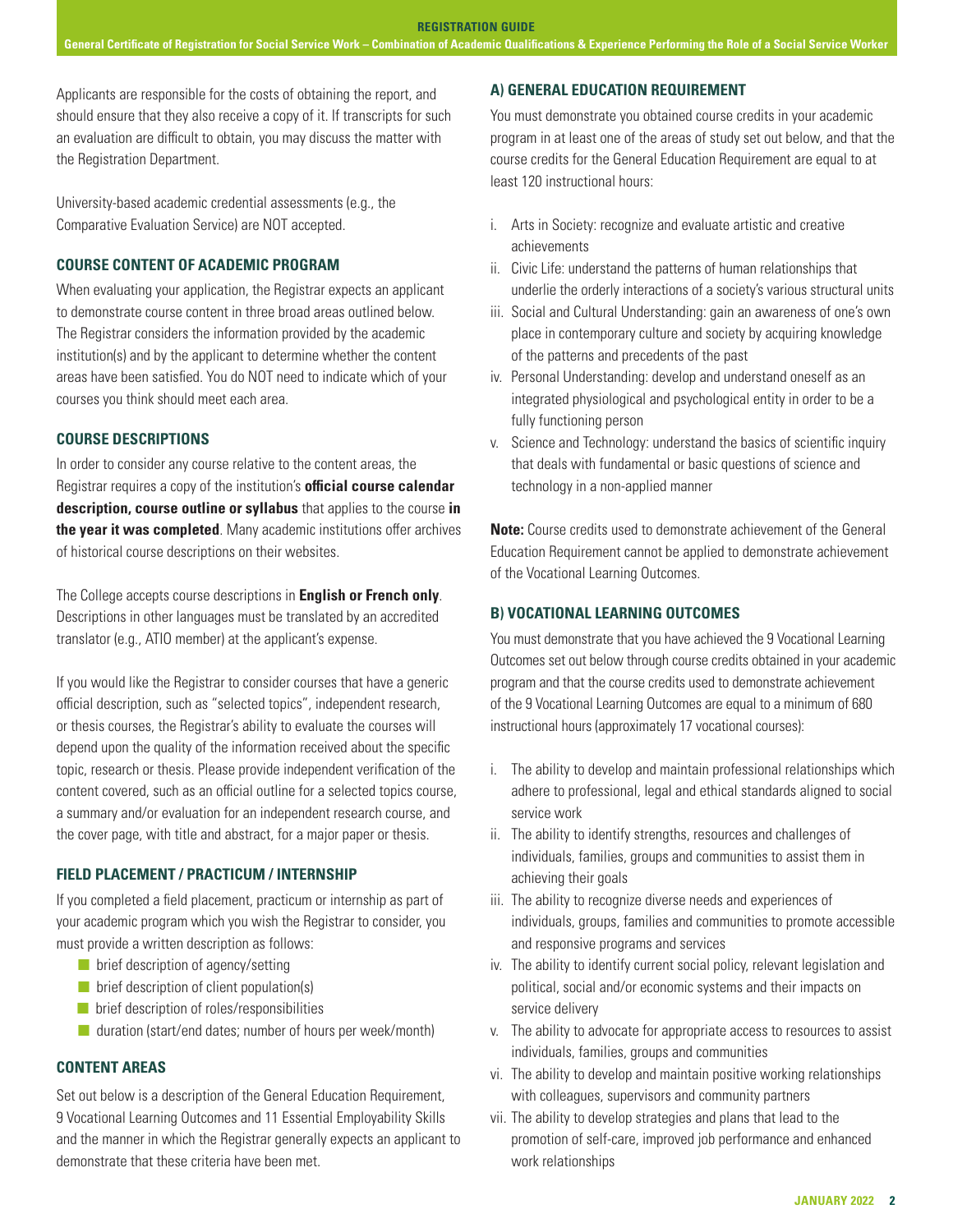Applicants are responsible for the costs of obtaining the report, and should ensure that they also receive a copy of it. If transcripts for such an evaluation are difficult to obtain, you may discuss the matter with the Registration Department.

University-based academic credential assessments (e.g., the Comparative Evaluation Service) are NOT accepted.

### COURSE CONTENT OF ACADEMIC PROGRAM

When evaluating your application, the Registrar expects an applicant to demonstrate course content in three broad areas outlined below. The Registrar considers the information provided by the academic institution(s) and by the applicant to determine whether the content areas have been satisfied. You do NOT need to indicate which of your courses you think should meet each area.

### COURSE DESCRIPTIONS

In order to consider any course relative to the content areas, the Registrar requires a copy of the institution's **official course calendar description, course outline or syllabus** that applies to the course **in the year it was completed**. Many academic institutions offer archives of historical course descriptions on their websites.

The College accepts course descriptions in **English or French only**. Descriptions in other languages must be translated by an accredited translator (e.g., ATIO member) at the applicant's expense.

If you would like the Registrar to consider courses that have a generic official description, such as "selected topics", independent research, or thesis courses, the Registrar's ability to evaluate the courses will depend upon the quality of the information received about the specific topic, research or thesis. Please provide independent verification of the content covered, such as an official outline for a selected topics course, a summary and/or evaluation for an independent research course, and the cover page, with title and abstract, for a major paper or thesis.

### FIELD PLACEMENT / PRACTICUM / INTERNSHIP

If you completed a field placement, practicum or internship as part of your academic program which you wish the Registrar to consider, you must provide a written description as follows:

- brief description of agency/setting
- brief description of client population(s)
- brief description of roles/responsibilities
- duration (start/end dates; number of hours per week/month)

### CONTENT AREAS

Set out below is a description of the General Education Requirement, 9 Vocational Learning Outcomes and 11 Essential Employability Skills and the manner in which the Registrar generally expects an applicant to demonstrate that these criteria have been met.

### A) GENERAL EDUCATION REQUIREMENT

You must demonstrate you obtained course credits in your academic program in at least one of the areas of study set out below, and that the course credits for the General Education Requirement are equal to at least 120 instructional hours:

i. Arts in Society: recognize and evaluate artistic and creative achievements
ii. Civic Life: understand the patterns of human relationships that underlie the orderly interactions of a society's various structural units
iii. Social and Cultural Understanding: gain an awareness of one's own place in contemporary culture and society by acquiring knowledge of the patterns and precedents of the past
iv. Personal Understanding: develop and understand oneself as an integrated physiological and psychological entity in order to be a fully functioning person
v. Science and Technology: understand the basics of scientific inquiry that deals with fundamental or basic questions of science and technology in a non-applied manner

**Note:** Course credits used to demonstrate achievement of the General Education Requirement cannot be applied to demonstrate achievement of the Vocational Learning Outcomes.

### B) VOCATIONAL LEARNING OUTCOMES

You must demonstrate that you have achieved the 9 Vocational Learning Outcomes set out below through course credits obtained in your academic program and that the course credits used to demonstrate achievement of the 9 Vocational Learning Outcomes are equal to a minimum of 680 instructional hours (approximately 17 vocational courses):

i. The ability to develop and maintain professional relationships which adhere to professional, legal and ethical standards aligned to social service work
ii. The ability to identify strengths, resources and challenges of individuals, families, groups and communities to assist them in achieving their goals
iii. The ability to recognize diverse needs and experiences of individuals, groups, families and communities to promote accessible and responsive programs and services
iv. The ability to identify current social policy, relevant legislation and political, social and/or economic systems and their impacts on service delivery
v. The ability to advocate for appropriate access to resources to assist individuals, families, groups and communities
vi. The ability to develop and maintain positive working relationships with colleagues, supervisors and community partners
vii. The ability to develop strategies and plans that lead to the promotion of self-care, improved job performance and enhanced work relationships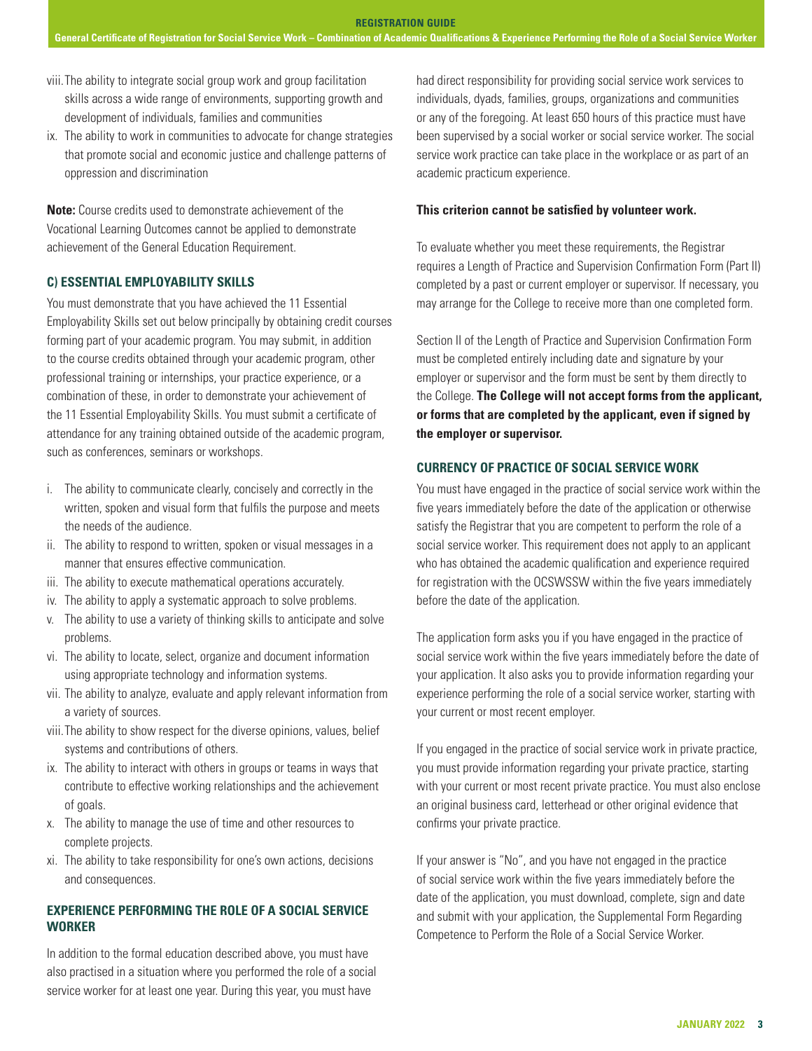viii. The ability to integrate social group work and group facilitation skills across a wide range of environments, supporting growth and development of individuals, families and communities

ix. The ability to work in communities to advocate for change strategies that promote social and economic justice and challenge patterns of oppression and discrimination

**Note:** Course credits used to demonstrate achievement of the Vocational Learning Outcomes cannot be applied to demonstrate achievement of the General Education Requirement.

### C) ESSENTIAL EMPLOYABILITY SKILLS

You must demonstrate that you have achieved the 11 Essential Employability Skills set out below principally by obtaining credit courses forming part of your academic program. You may submit, in addition to the course credits obtained through your academic program, other professional training or internships, your practice experience, or a combination of these, in order to demonstrate your achievement of the 11 Essential Employability Skills. You must submit a certificate of attendance for any training obtained outside of the academic program, such as conferences, seminars or workshops.

i. The ability to communicate clearly, concisely and correctly in the written, spoken and visual form that fulfils the purpose and meets the needs of the audience.
ii. The ability to respond to written, spoken or visual messages in a manner that ensures effective communication.
iii. The ability to execute mathematical operations accurately.
iv. The ability to apply a systematic approach to solve problems.
v. The ability to use a variety of thinking skills to anticipate and solve problems.
vi. The ability to locate, select, organize and document information using appropriate technology and information systems.
vii. The ability to analyze, evaluate and apply relevant information from a variety of sources.
viii. The ability to show respect for the diverse opinions, values, belief systems and contributions of others.
ix. The ability to interact with others in groups or teams in ways that contribute to effective working relationships and the achievement of goals.
x. The ability to manage the use of time and other resources to complete projects.
xi. The ability to take responsibility for one's own actions, decisions and consequences.

### EXPERIENCE PERFORMING THE ROLE OF A SOCIAL SERVICE WORKER

In addition to the formal education described above, you must have also practised in a situation where you performed the role of a social service worker for at least one year. During this year, you must have had direct responsibility for providing social service work services to individuals, dyads, families, groups, organizations and communities or any of the foregoing. At least 650 hours of this practice must have been supervised by a social worker or social service worker. The social service work practice can take place in the workplace or as part of an academic practicum experience.

**This criterion cannot be satisfied by volunteer work.**

To evaluate whether you meet these requirements, the Registrar requires a Length of Practice and Supervision Confirmation Form (Part II) completed by a past or current employer or supervisor. If necessary, you may arrange for the College to receive more than one completed form.

Section II of the Length of Practice and Supervision Confirmation Form must be completed entirely including date and signature by your employer or supervisor and the form must be sent by them directly to the College. **The College will not accept forms from the applicant, or forms that are completed by the applicant, even if signed by the employer or supervisor.**

### CURRENCY OF PRACTICE OF SOCIAL SERVICE WORK

You must have engaged in the practice of social service work within the five years immediately before the date of the application or otherwise satisfy the Registrar that you are competent to perform the role of a social service worker. This requirement does not apply to an applicant who has obtained the academic qualification and experience required for registration with the OCSWSSW within the five years immediately before the date of the application.

The application form asks you if you have engaged in the practice of social service work within the five years immediately before the date of your application. It also asks you to provide information regarding your experience performing the role of a social service worker, starting with your current or most recent employer.

If you engaged in the practice of social service work in private practice, you must provide information regarding your private practice, starting with your current or most recent private practice. You must also enclose an original business card, letterhead or other original evidence that confirms your private practice.

If your answer is "No", and you have not engaged in the practice of social service work within the five years immediately before the date of the application, you must download, complete, sign and date and submit with your application, the Supplemental Form Regarding Competence to Perform the Role of a Social Service Worker.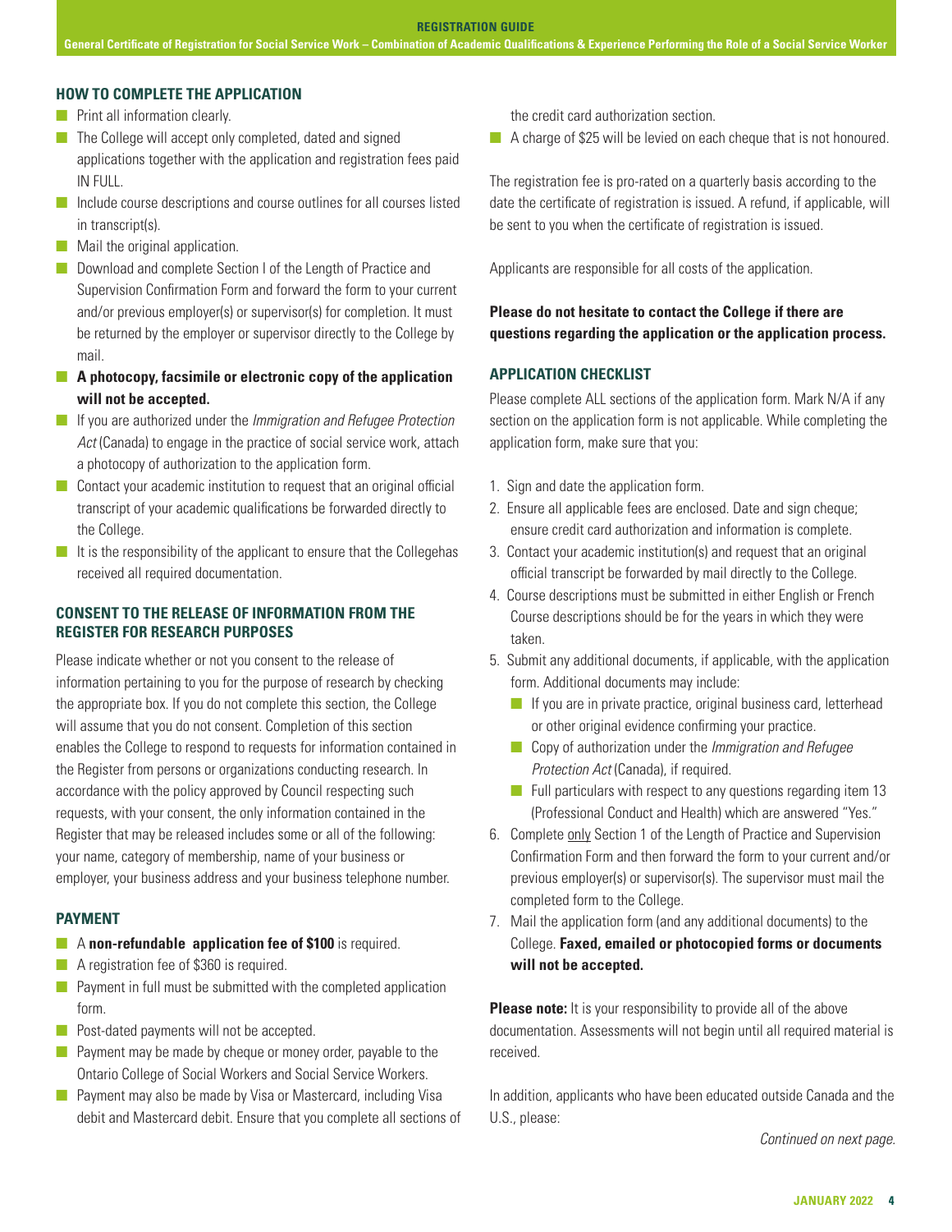## HOW TO COMPLETE THE APPLICATION

- Print all information clearly.
- The College will accept only completed, dated and signed applications together with the application and registration fees paid IN FULL.
- Include course descriptions and course outlines for all courses listed in transcript(s).
- Mail the original application.
- Download and complete Section I of the Length of Practice and Supervision Confirmation Form and forward the form to your current and/or previous employer(s) or supervisor(s) for completion. It must be returned by the employer or supervisor directly to the College by mail.
- **A photocopy, facsimile or electronic copy of the application will not be accepted.**
- If you are authorized under the *Immigration and Refugee Protection Act* (Canada) to engage in the practice of social service work, attach a photocopy of authorization to the application form.
- Contact your academic institution to request that an original official transcript of your academic qualifications be forwarded directly to the College.
- It is the responsibility of the applicant to ensure that the Collegehas received all required documentation.

## CONSENT TO THE RELEASE OF INFORMATION FROM THE REGISTER FOR RESEARCH PURPOSES

Please indicate whether or not you consent to the release of information pertaining to you for the purpose of research by checking the appropriate box. If you do not complete this section, the College will assume that you do not consent. Completion of this section enables the College to respond to requests for information contained in the Register from persons or organizations conducting research. In accordance with the policy approved by Council respecting such requests, with your consent, the only information contained in the Register that may be released includes some or all of the following: your name, category of membership, name of your business or employer, your business address and your business telephone number.

## PAYMENT

- A **non-refundable application fee of $100** is required.
- A registration fee of $360 is required.
- Payment in full must be submitted with the completed application form.
- Post-dated payments will not be accepted.
- Payment may be made by cheque or money order, payable to the Ontario College of Social Workers and Social Service Workers.
- Payment may also be made by Visa or Mastercard, including Visa debit and Mastercard debit. Ensure that you complete all sections of the credit card authorization section.
- A charge of $25 will be levied on each cheque that is not honoured.

The registration fee is pro-rated on a quarterly basis according to the date the certificate of registration is issued. A refund, if applicable, will be sent to you when the certificate of registration is issued.

Applicants are responsible for all costs of the application.

**Please do not hesitate to contact the College if there are questions regarding the application or the application process.**

## APPLICATION CHECKLIST

Please complete ALL sections of the application form. Mark N/A if any section on the application form is not applicable. While completing the application form, make sure that you:

1. Sign and date the application form.
2. Ensure all applicable fees are enclosed. Date and sign cheque; ensure credit card authorization and information is complete.
3. Contact your academic institution(s) and request that an original official transcript be forwarded by mail directly to the College.
4. Course descriptions must be submitted in either English or French Course descriptions should be for the years in which they were taken.
5. Submit any additional documents, if applicable, with the application form. Additional documents may include:
   - If you are in private practice, original business card, letterhead or other original evidence confirming your practice.
   - Copy of authorization under the *Immigration and Refugee Protection Act* (Canada), if required.
   - Full particulars with respect to any questions regarding item 13 (Professional Conduct and Health) which are answered "Yes."
6. Complete only Section 1 of the Length of Practice and Supervision Confirmation Form and then forward the form to your current and/or previous employer(s) or supervisor(s). The supervisor must mail the completed form to the College.
7. Mail the application form (and any additional documents) to the College. **Faxed, emailed or photocopied forms or documents will not be accepted.**

**Please note:** It is your responsibility to provide all of the above documentation. Assessments will not begin until all required material is received.

In addition, applicants who have been educated outside Canada and the U.S., please:

*Continued on next page.*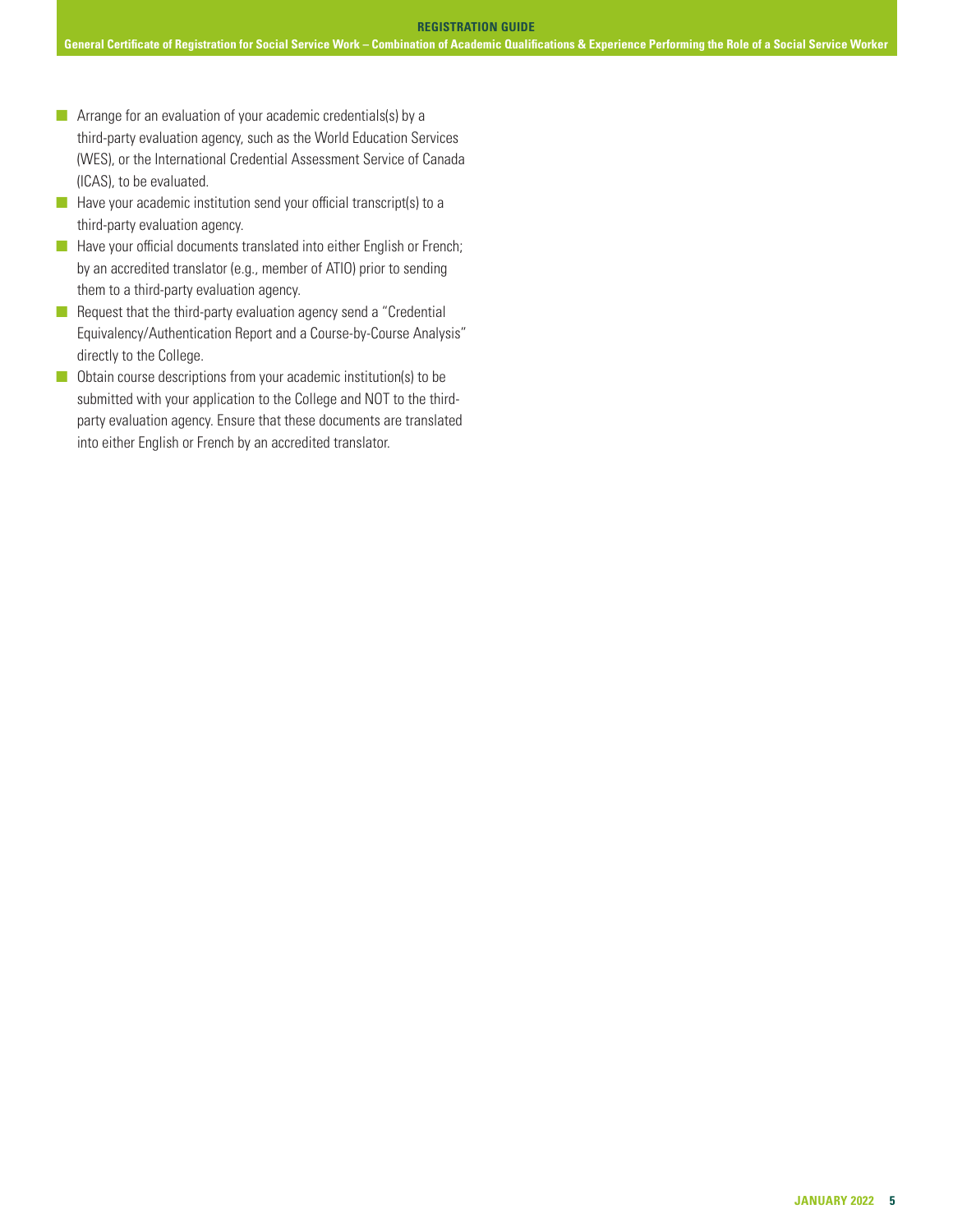- Arrange for an evaluation of your academic credentials(s) by a third-party evaluation agency, such as the World Education Services (WES), or the International Credential Assessment Service of Canada (ICAS), to be evaluated.
- Have your academic institution send your official transcript(s) to a third-party evaluation agency.
- Have your official documents translated into either English or French; by an accredited translator (e.g., member of ATIO) prior to sending them to a third-party evaluation agency.
- Request that the third-party evaluation agency send a "Credential Equivalency/Authentication Report and a Course-by-Course Analysis" directly to the College.
- Obtain course descriptions from your academic institution(s) to be submitted with your application to the College and NOT to the third-party evaluation agency. Ensure that these documents are translated into either English or French by an accredited translator.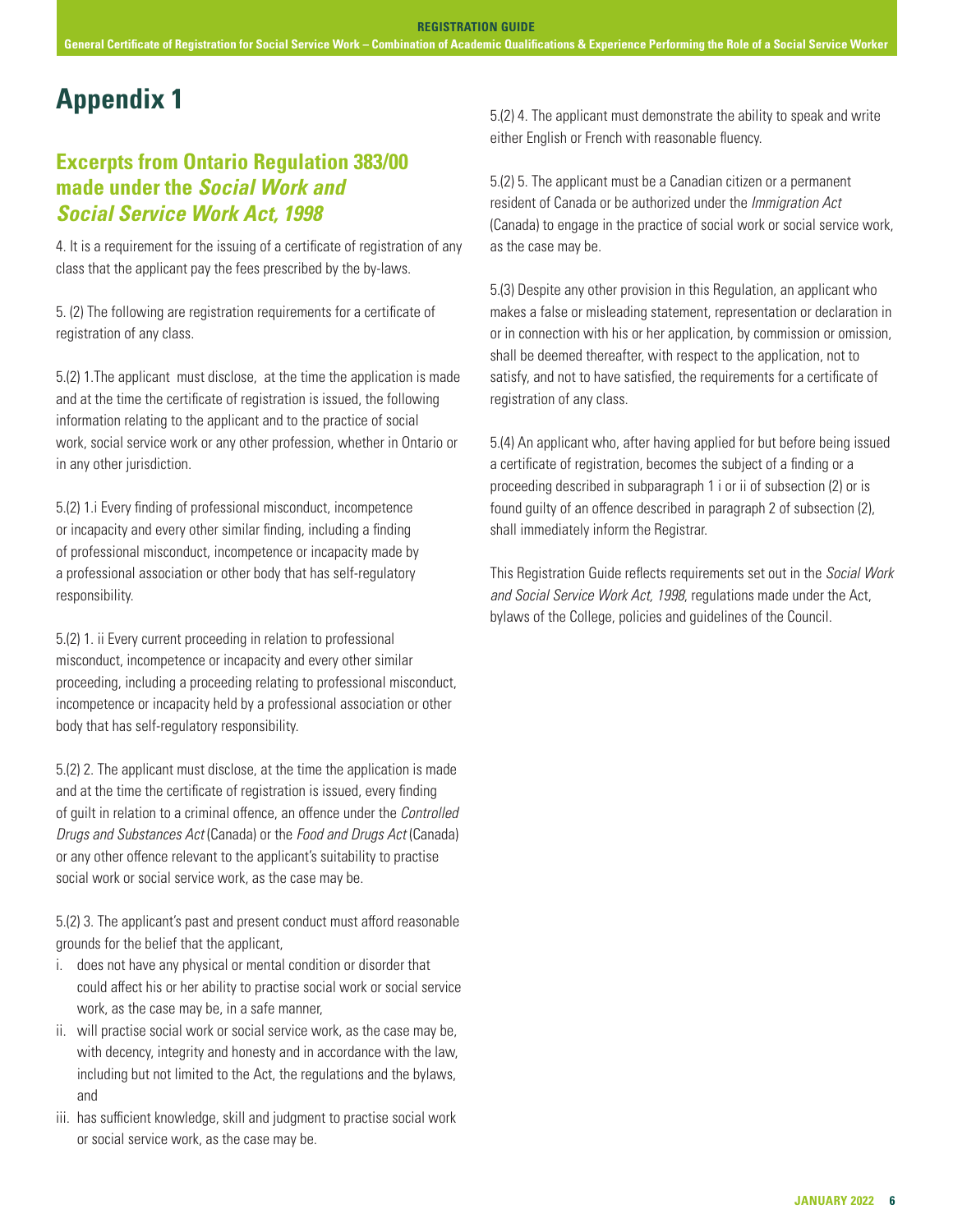# Appendix 1

## Excerpts from Ontario Regulation 383/00 made under the *Social Work and Social Service Work Act, 1998*

4. It is a requirement for the issuing of a certificate of registration of any class that the applicant pay the fees prescribed by the by-laws.

5. (2) The following are registration requirements for a certificate of registration of any class.

5.(2) 1.The applicant must disclose, at the time the application is made and at the time the certificate of registration is issued, the following information relating to the applicant and to the practice of social work, social service work or any other profession, whether in Ontario or in any other jurisdiction.

5.(2) 1.i Every finding of professional misconduct, incompetence or incapacity and every other similar finding, including a finding of professional misconduct, incompetence or incapacity made by a professional association or other body that has self-regulatory responsibility.

5.(2) 1. ii Every current proceeding in relation to professional misconduct, incompetence or incapacity and every other similar proceeding, including a proceeding relating to professional misconduct, incompetence or incapacity held by a professional association or other body that has self-regulatory responsibility.

5.(2) 2. The applicant must disclose, at the time the application is made and at the time the certificate of registration is issued, every finding of guilt in relation to a criminal offence, an offence under the *Controlled Drugs and Substances Act* (Canada) or the *Food and Drugs Act* (Canada) or any other offence relevant to the applicant's suitability to practise social work or social service work, as the case may be.

5.(2) 3. The applicant's past and present conduct must afford reasonable grounds for the belief that the applicant,

i. does not have any physical or mental condition or disorder that could affect his or her ability to practise social work or social service work, as the case may be, in a safe manner,
ii. will practise social work or social service work, as the case may be, with decency, integrity and honesty and in accordance with the law, including but not limited to the Act, the regulations and the bylaws, and
iii. has sufficient knowledge, skill and judgment to practise social work or social service work, as the case may be.

5.(2) 4. The applicant must demonstrate the ability to speak and write either English or French with reasonable fluency.

5.(2) 5. The applicant must be a Canadian citizen or a permanent resident of Canada or be authorized under the *Immigration Act* (Canada) to engage in the practice of social work or social service work, as the case may be.

5.(3) Despite any other provision in this Regulation, an applicant who makes a false or misleading statement, representation or declaration in or in connection with his or her application, by commission or omission, shall be deemed thereafter, with respect to the application, not to satisfy, and not to have satisfied, the requirements for a certificate of registration of any class.

5.(4) An applicant who, after having applied for but before being issued a certificate of registration, becomes the subject of a finding or a proceeding described in subparagraph 1 i or ii of subsection (2) or is found guilty of an offence described in paragraph 2 of subsection (2), shall immediately inform the Registrar.

This Registration Guide reflects requirements set out in the *Social Work and Social Service Work Act, 1998*, regulations made under the Act, bylaws of the College, policies and guidelines of the Council.